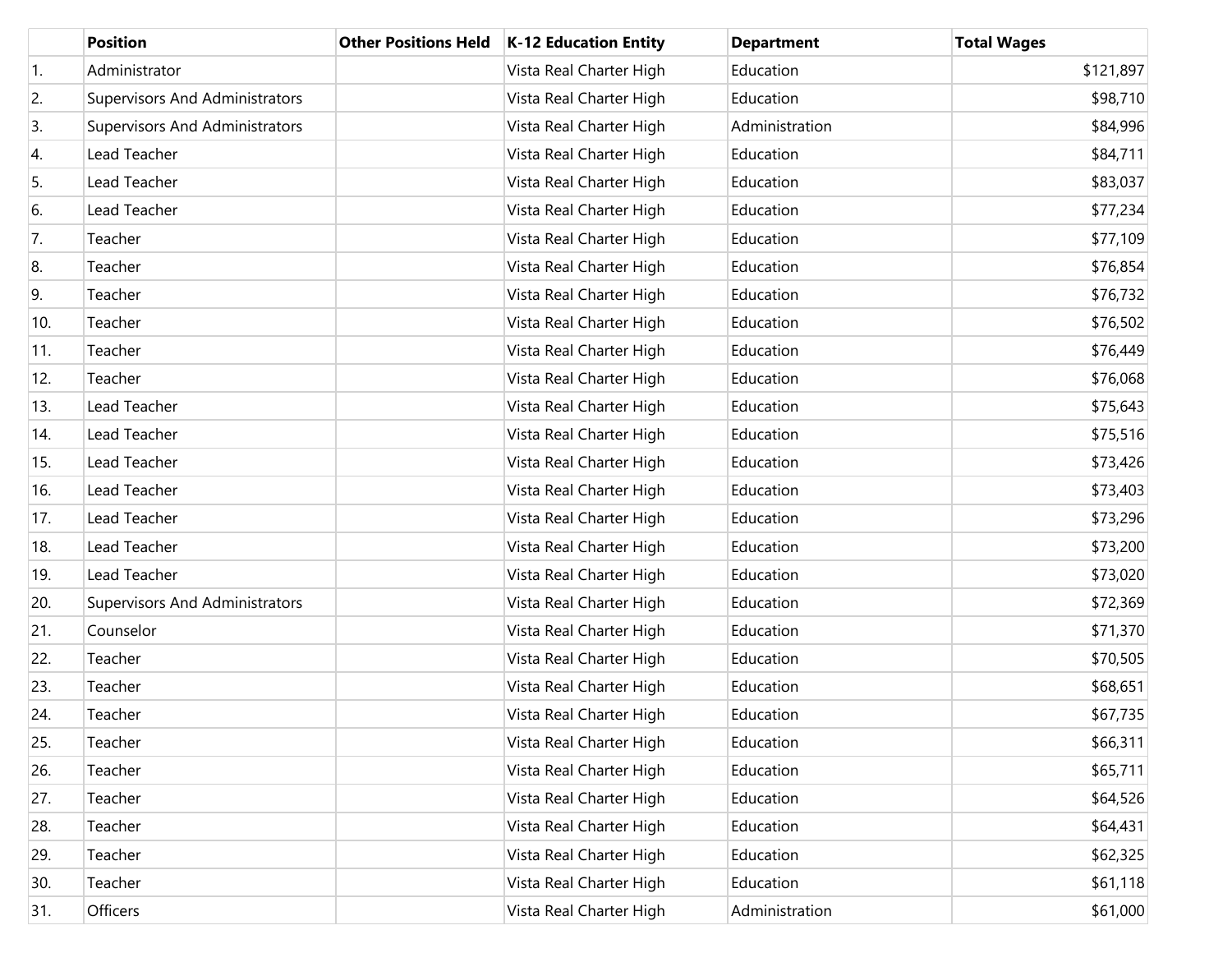|  | Position | Other Positions Held | K-12 Education Entity | Department | Total Wages |
|---|---|---|---|---|---|
| 1. | Administrator |  | Vista Real Charter High | Education | $121,897 |
| 2. | Supervisors And Administrators |  | Vista Real Charter High | Education | $98,710 |
| 3. | Supervisors And Administrators |  | Vista Real Charter High | Administration | $84,996 |
| 4. | Lead Teacher |  | Vista Real Charter High | Education | $84,711 |
| 5. | Lead Teacher |  | Vista Real Charter High | Education | $83,037 |
| 6. | Lead Teacher |  | Vista Real Charter High | Education | $77,234 |
| 7. | Teacher |  | Vista Real Charter High | Education | $77,109 |
| 8. | Teacher |  | Vista Real Charter High | Education | $76,854 |
| 9. | Teacher |  | Vista Real Charter High | Education | $76,732 |
| 10. | Teacher |  | Vista Real Charter High | Education | $76,502 |
| 11. | Teacher |  | Vista Real Charter High | Education | $76,449 |
| 12. | Teacher |  | Vista Real Charter High | Education | $76,068 |
| 13. | Lead Teacher |  | Vista Real Charter High | Education | $75,643 |
| 14. | Lead Teacher |  | Vista Real Charter High | Education | $75,516 |
| 15. | Lead Teacher |  | Vista Real Charter High | Education | $73,426 |
| 16. | Lead Teacher |  | Vista Real Charter High | Education | $73,403 |
| 17. | Lead Teacher |  | Vista Real Charter High | Education | $73,296 |
| 18. | Lead Teacher |  | Vista Real Charter High | Education | $73,200 |
| 19. | Lead Teacher |  | Vista Real Charter High | Education | $73,020 |
| 20. | Supervisors And Administrators |  | Vista Real Charter High | Education | $72,369 |
| 21. | Counselor |  | Vista Real Charter High | Education | $71,370 |
| 22. | Teacher |  | Vista Real Charter High | Education | $70,505 |
| 23. | Teacher |  | Vista Real Charter High | Education | $68,651 |
| 24. | Teacher |  | Vista Real Charter High | Education | $67,735 |
| 25. | Teacher |  | Vista Real Charter High | Education | $66,311 |
| 26. | Teacher |  | Vista Real Charter High | Education | $65,711 |
| 27. | Teacher |  | Vista Real Charter High | Education | $64,526 |
| 28. | Teacher |  | Vista Real Charter High | Education | $64,431 |
| 29. | Teacher |  | Vista Real Charter High | Education | $62,325 |
| 30. | Teacher |  | Vista Real Charter High | Education | $61,118 |
| 31. | Officers |  | Vista Real Charter High | Administration | $61,000 |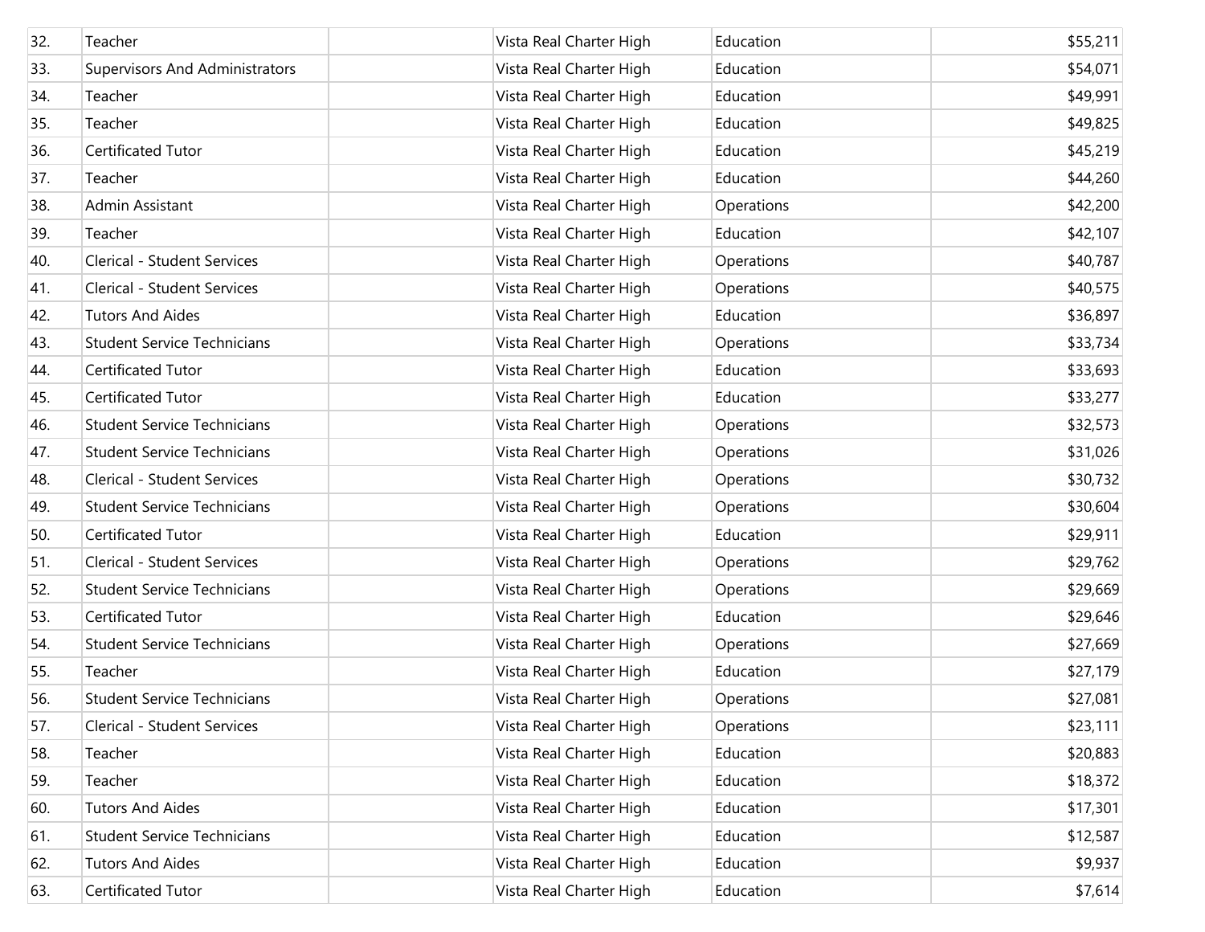| | | | | | |
|---|---|---|---|---|---|
| 32. | Teacher | | Vista Real Charter High | Education | $55,211 |
| 33. | Supervisors And Administrators | | Vista Real Charter High | Education | $54,071 |
| 34. | Teacher | | Vista Real Charter High | Education | $49,991 |
| 35. | Teacher | | Vista Real Charter High | Education | $49,825 |
| 36. | Certificated Tutor | | Vista Real Charter High | Education | $45,219 |
| 37. | Teacher | | Vista Real Charter High | Education | $44,260 |
| 38. | Admin Assistant | | Vista Real Charter High | Operations | $42,200 |
| 39. | Teacher | | Vista Real Charter High | Education | $42,107 |
| 40. | Clerical - Student Services | | Vista Real Charter High | Operations | $40,787 |
| 41. | Clerical - Student Services | | Vista Real Charter High | Operations | $40,575 |
| 42. | Tutors And Aides | | Vista Real Charter High | Education | $36,897 |
| 43. | Student Service Technicians | | Vista Real Charter High | Operations | $33,734 |
| 44. | Certificated Tutor | | Vista Real Charter High | Education | $33,693 |
| 45. | Certificated Tutor | | Vista Real Charter High | Education | $33,277 |
| 46. | Student Service Technicians | | Vista Real Charter High | Operations | $32,573 |
| 47. | Student Service Technicians | | Vista Real Charter High | Operations | $31,026 |
| 48. | Clerical - Student Services | | Vista Real Charter High | Operations | $30,732 |
| 49. | Student Service Technicians | | Vista Real Charter High | Operations | $30,604 |
| 50. | Certificated Tutor | | Vista Real Charter High | Education | $29,911 |
| 51. | Clerical - Student Services | | Vista Real Charter High | Operations | $29,762 |
| 52. | Student Service Technicians | | Vista Real Charter High | Operations | $29,669 |
| 53. | Certificated Tutor | | Vista Real Charter High | Education | $29,646 |
| 54. | Student Service Technicians | | Vista Real Charter High | Operations | $27,669 |
| 55. | Teacher | | Vista Real Charter High | Education | $27,179 |
| 56. | Student Service Technicians | | Vista Real Charter High | Operations | $27,081 |
| 57. | Clerical - Student Services | | Vista Real Charter High | Operations | $23,111 |
| 58. | Teacher | | Vista Real Charter High | Education | $20,883 |
| 59. | Teacher | | Vista Real Charter High | Education | $18,372 |
| 60. | Tutors And Aides | | Vista Real Charter High | Education | $17,301 |
| 61. | Student Service Technicians | | Vista Real Charter High | Education | $12,587 |
| 62. | Tutors And Aides | | Vista Real Charter High | Education | $9,937 |
| 63. | Certificated Tutor | | Vista Real Charter High | Education | $7,614 |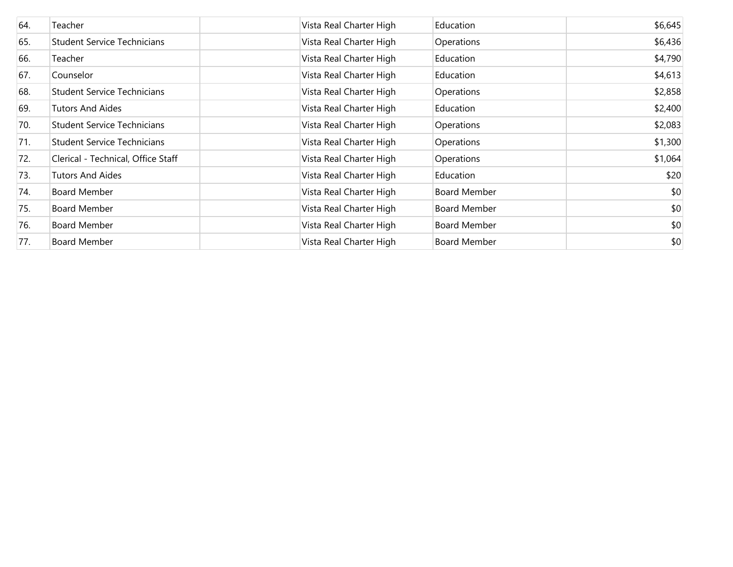| | | | | | |
|---|---|---|---|---|---|
| 64. | Teacher | | Vista Real Charter High | Education | $6,645 |
| 65. | Student Service Technicians | | Vista Real Charter High | Operations | $6,436 |
| 66. | Teacher | | Vista Real Charter High | Education | $4,790 |
| 67. | Counselor | | Vista Real Charter High | Education | $4,613 |
| 68. | Student Service Technicians | | Vista Real Charter High | Operations | $2,858 |
| 69. | Tutors And Aides | | Vista Real Charter High | Education | $2,400 |
| 70. | Student Service Technicians | | Vista Real Charter High | Operations | $2,083 |
| 71. | Student Service Technicians | | Vista Real Charter High | Operations | $1,300 |
| 72. | Clerical - Technical, Office Staff | | Vista Real Charter High | Operations | $1,064 |
| 73. | Tutors And Aides | | Vista Real Charter High | Education | $20 |
| 74. | Board Member | | Vista Real Charter High | Board Member | $0 |
| 75. | Board Member | | Vista Real Charter High | Board Member | $0 |
| 76. | Board Member | | Vista Real Charter High | Board Member | $0 |
| 77. | Board Member | | Vista Real Charter High | Board Member | $0 |